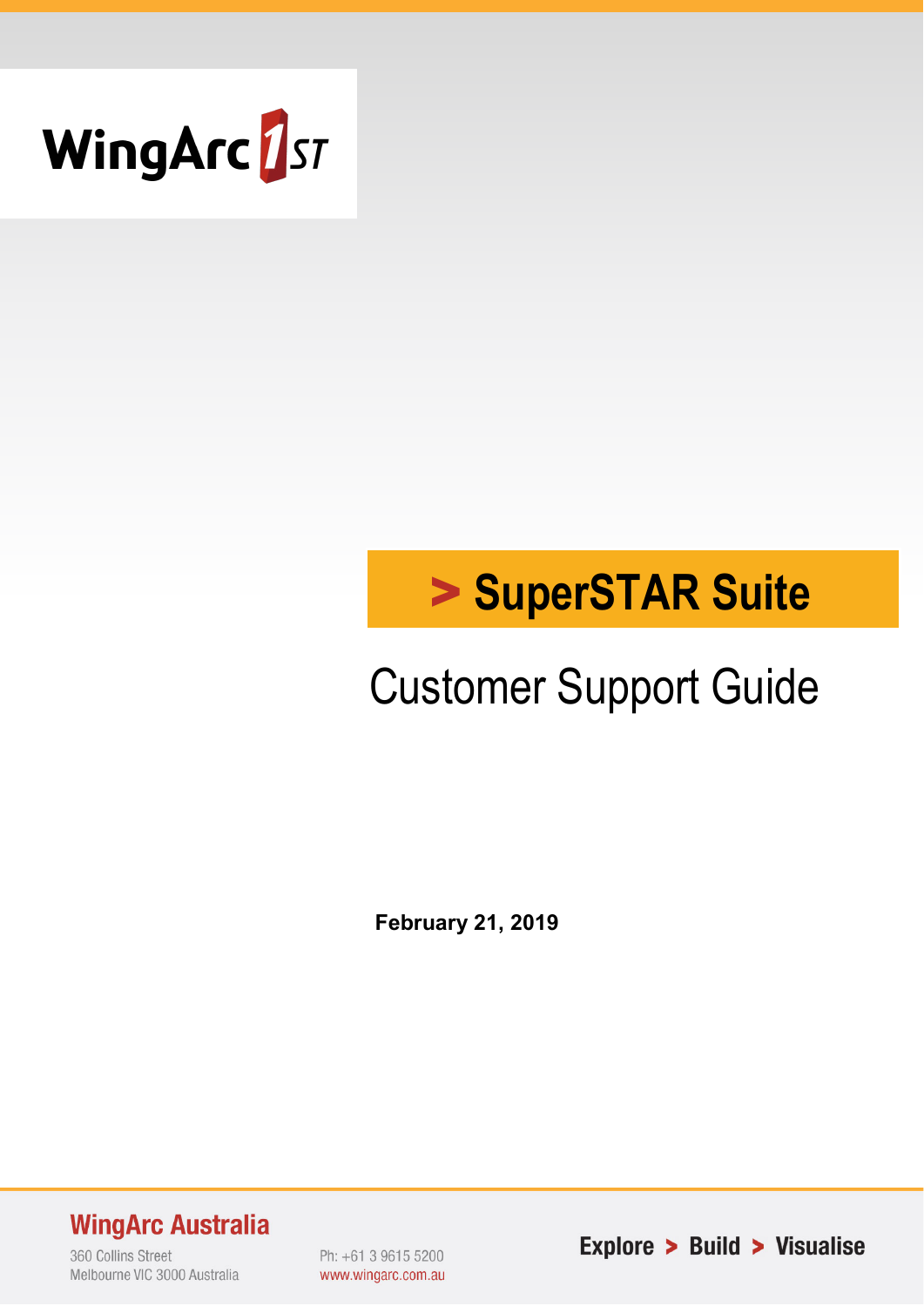WingArc 1ST

# > SuperSTAR Suite

## Customer Support Guide

**February 21, 2019**

**WingArc Australia**

360 Collins Street
Melbourne VIC 3000 Australia

Ph: +61 3 9615 5200
www.wingarc.com.au

**Explore > Build > Visualise**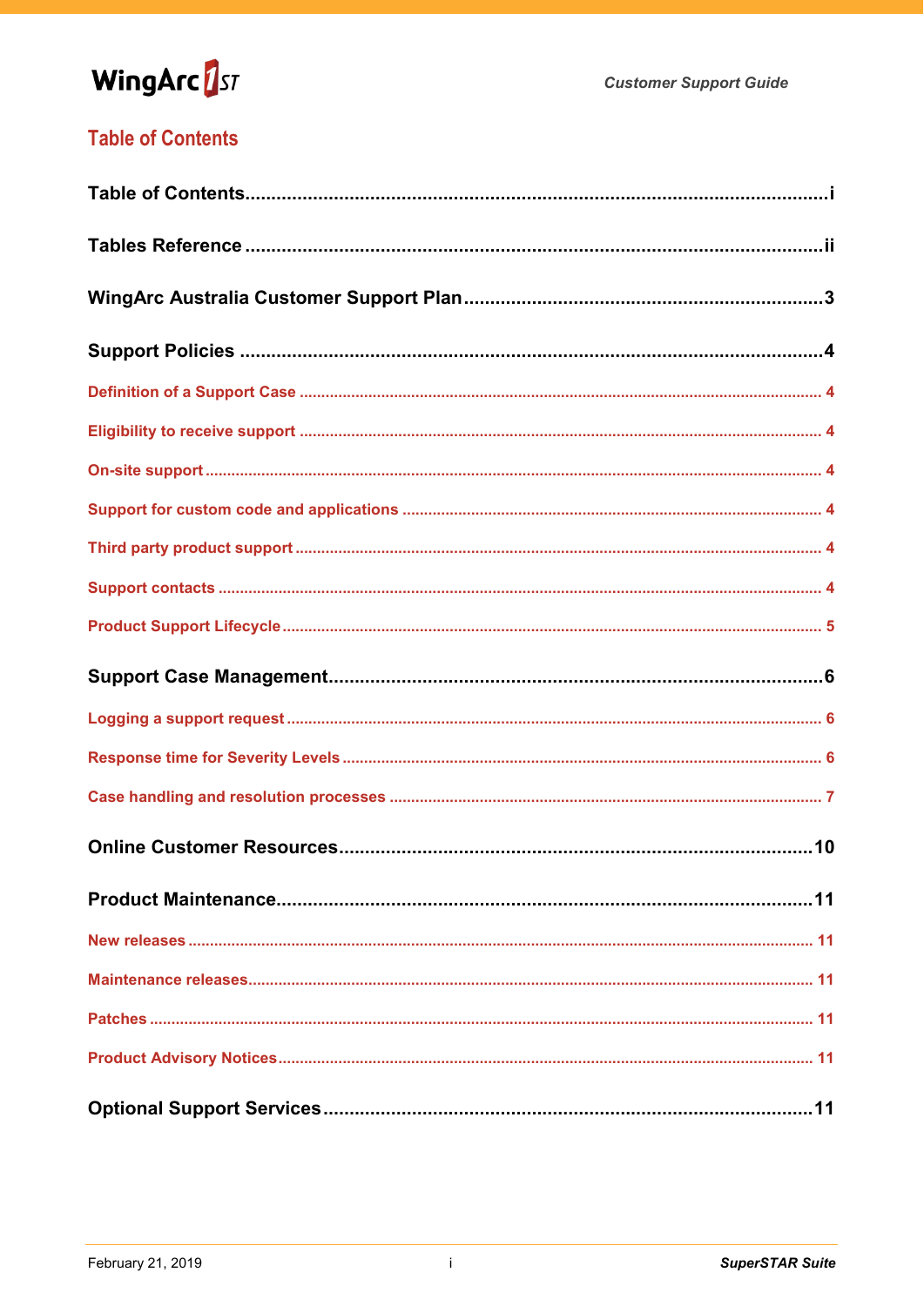# Table of Contents

**Table of Contents** .......... i

**Tables Reference** .......... ii

**WingArc Australia Customer Support Plan** .......... 3

**Support Policies** .......... 4

- Definition of a Support Case .......... 4
- Eligibility to receive support .......... 4
- On-site support .......... 4
- Support for custom code and applications .......... 4
- Third party product support .......... 4
- Support contacts .......... 4
- Product Support Lifecycle .......... 5

**Support Case Management** .......... 6

- Logging a support request .......... 6
- Response time for Severity Levels .......... 6
- Case handling and resolution processes .......... 7

**Online Customer Resources** .......... 10

**Product Maintenance** .......... 11

- New releases .......... 11
- Maintenance releases .......... 11
- Patches .......... 11
- Product Advisory Notices .......... 11

**Optional Support Services** .......... 11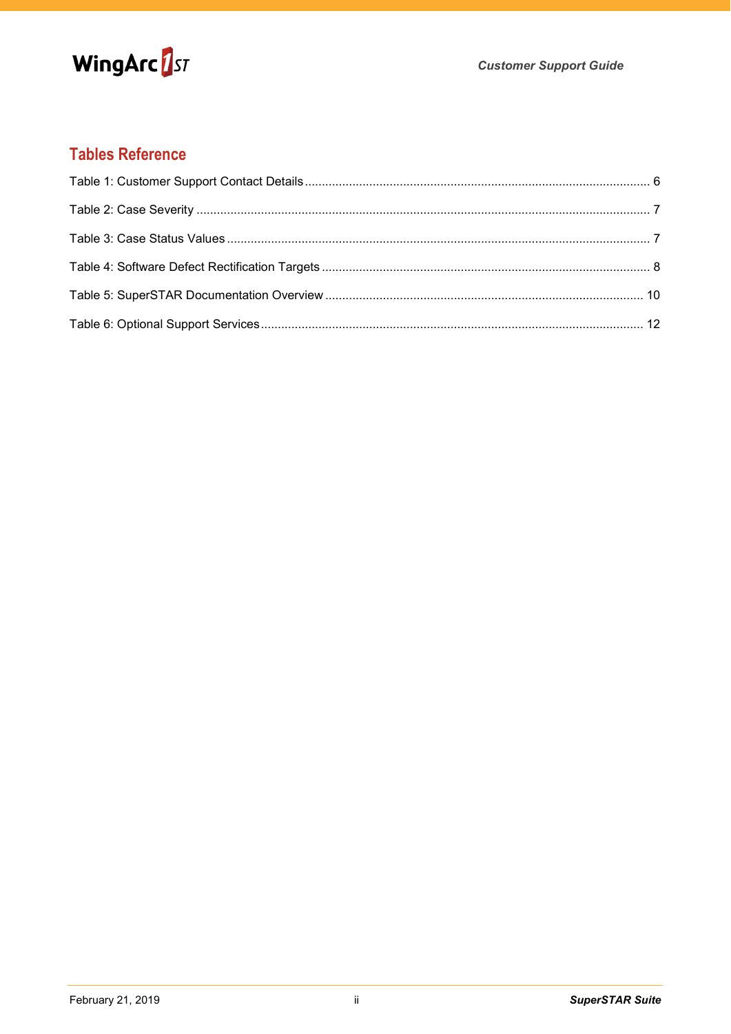## Tables Reference

Table 1: Customer Support Contact Details .................................................................................................... 6

Table 2: Case Severity .................................................................................................................................... 7

Table 3: Case Status Values ........................................................................................................................... 7

Table 4: Software Defect Rectification Targets ............................................................................................... 8

Table 5: SuperSTAR Documentation Overview ............................................................................................ 10

Table 6: Optional Support Services ............................................................................................................... 12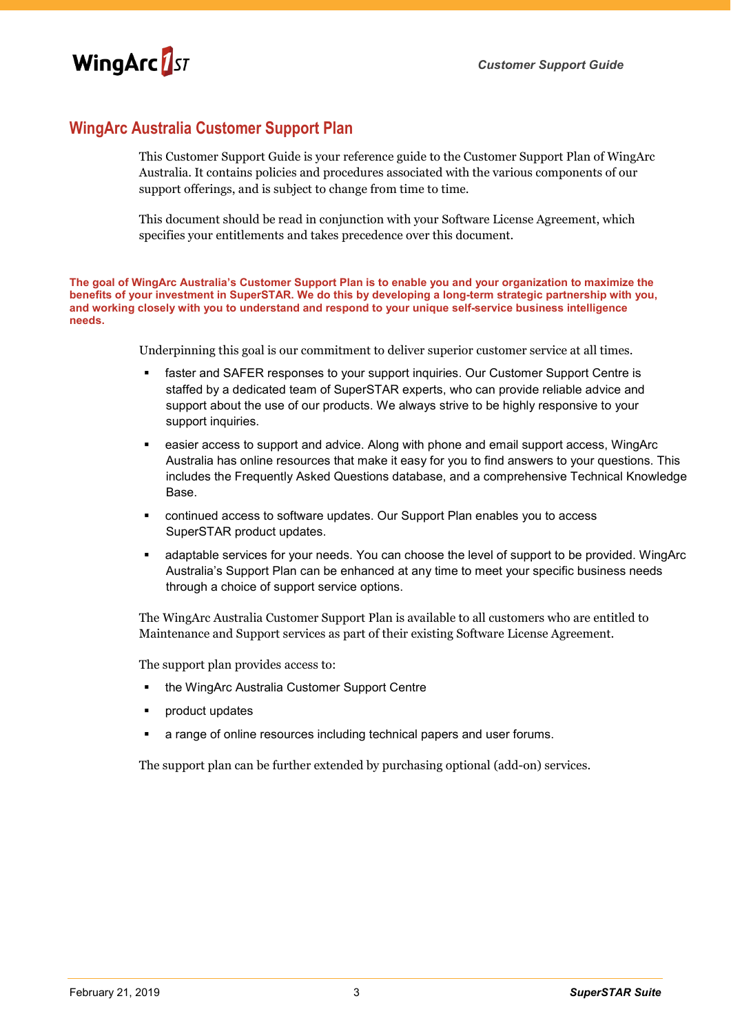## WingArc Australia Customer Support Plan

This Customer Support Guide is your reference guide to the Customer Support Plan of WingArc Australia. It contains policies and procedures associated with the various components of our support offerings, and is subject to change from time to time.

This document should be read in conjunction with your Software License Agreement, which specifies your entitlements and takes precedence over this document.

**The goal of WingArc Australia's Customer Support Plan is to enable you and your organization to maximize the benefits of your investment in SuperSTAR. We do this by developing a long-term strategic partnership with you, and working closely with you to understand and respond to your unique self-service business intelligence needs.**

Underpinning this goal is our commitment to deliver superior customer service at all times.

- faster and SAFER responses to your support inquiries. Our Customer Support Centre is staffed by a dedicated team of SuperSTAR experts, who can provide reliable advice and support about the use of our products. We always strive to be highly responsive to your support inquiries.
- easier access to support and advice. Along with phone and email support access, WingArc Australia has online resources that make it easy for you to find answers to your questions. This includes the Frequently Asked Questions database, and a comprehensive Technical Knowledge Base.
- continued access to software updates. Our Support Plan enables you to access SuperSTAR product updates.
- adaptable services for your needs. You can choose the level of support to be provided. WingArc Australia's Support Plan can be enhanced at any time to meet your specific business needs through a choice of support service options.

The WingArc Australia Customer Support Plan is available to all customers who are entitled to Maintenance and Support services as part of their existing Software License Agreement.

The support plan provides access to:

- the WingArc Australia Customer Support Centre
- product updates
- a range of online resources including technical papers and user forums.

The support plan can be further extended by purchasing optional (add-on) services.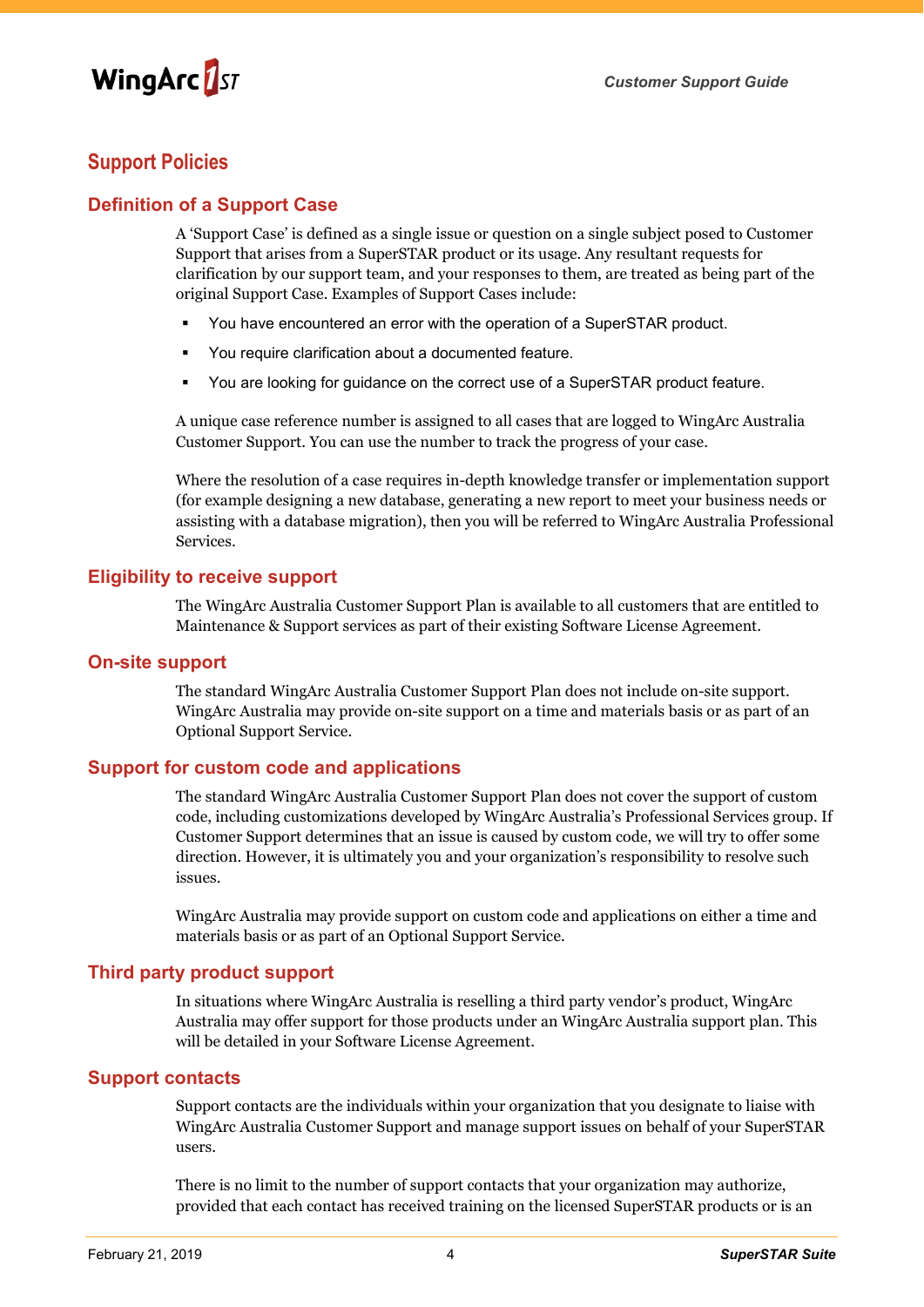## Support Policies

### Definition of a Support Case

A 'Support Case' is defined as a single issue or question on a single subject posed to Customer Support that arises from a SuperSTAR product or its usage. Any resultant requests for clarification by our support team, and your responses to them, are treated as being part of the original Support Case. Examples of Support Cases include:

- You have encountered an error with the operation of a SuperSTAR product.
- You require clarification about a documented feature.
- You are looking for guidance on the correct use of a SuperSTAR product feature.

A unique case reference number is assigned to all cases that are logged to WingArc Australia Customer Support. You can use the number to track the progress of your case.

Where the resolution of a case requires in-depth knowledge transfer or implementation support (for example designing a new database, generating a new report to meet your business needs or assisting with a database migration), then you will be referred to WingArc Australia Professional Services.

### Eligibility to receive support

The WingArc Australia Customer Support Plan is available to all customers that are entitled to Maintenance & Support services as part of their existing Software License Agreement.

### On-site support

The standard WingArc Australia Customer Support Plan does not include on-site support. WingArc Australia may provide on-site support on a time and materials basis or as part of an Optional Support Service.

### Support for custom code and applications

The standard WingArc Australia Customer Support Plan does not cover the support of custom code, including customizations developed by WingArc Australia's Professional Services group. If Customer Support determines that an issue is caused by custom code, we will try to offer some direction. However, it is ultimately you and your organization's responsibility to resolve such issues.

WingArc Australia may provide support on custom code and applications on either a time and materials basis or as part of an Optional Support Service.

### Third party product support

In situations where WingArc Australia is reselling a third party vendor's product, WingArc Australia may offer support for those products under an WingArc Australia support plan. This will be detailed in your Software License Agreement.

### Support contacts

Support contacts are the individuals within your organization that you designate to liaise with WingArc Australia Customer Support and manage support issues on behalf of your SuperSTAR users.

There is no limit to the number of support contacts that your organization may authorize, provided that each contact has received training on the licensed SuperSTAR products or is an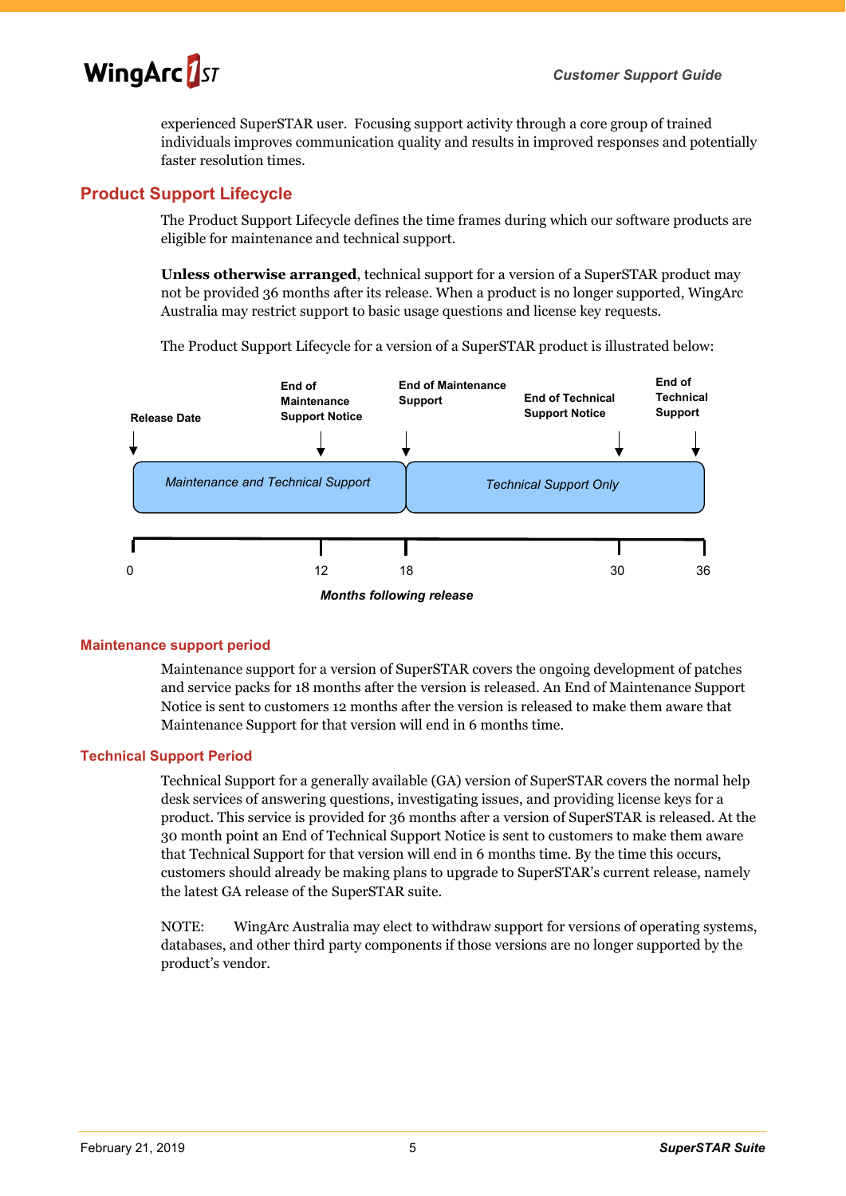experienced SuperSTAR user.  Focusing support activity through a core group of trained individuals improves communication quality and results in improved responses and potentially faster resolution times.

## Product Support Lifecycle

The Product Support Lifecycle defines the time frames during which our software products are eligible for maintenance and technical support.

**Unless otherwise arranged**, technical support for a version of a SuperSTAR product may not be provided 36 months after its release. When a product is no longer supported, WingArc Australia may restrict support to basic usage questions and license key requests.

The Product Support Lifecycle for a version of a SuperSTAR product is illustrated below:

| Months following release | Milestone | Support phase |
|---|---|---|
| 0 | Release Date | *Maintenance and Technical Support* (0–18) |
| 12 | End of Maintenance Support Notice | |
| 18 | End of Maintenance Support | *Technical Support Only* (18–36) |
| 30 | End of Technical Support Notice | |
| 36 | End of Technical Support | |

### Maintenance support period

Maintenance support for a version of SuperSTAR covers the ongoing development of patches and service packs for 18 months after the version is released. An End of Maintenance Support Notice is sent to customers 12 months after the version is released to make them aware that Maintenance Support for that version will end in 6 months time.

### Technical Support Period

Technical Support for a generally available (GA) version of SuperSTAR covers the normal help desk services of answering questions, investigating issues, and providing license keys for a product. This service is provided for 36 months after a version of SuperSTAR is released. At the 30 month point an End of Technical Support Notice is sent to customers to make them aware that Technical Support for that version will end in 6 months time. By the time this occurs, customers should already be making plans to upgrade to SuperSTAR's current release, namely the latest GA release of the SuperSTAR suite.

NOTE: WingArc Australia may elect to withdraw support for versions of operating systems, databases, and other third party components if those versions are no longer supported by the product's vendor.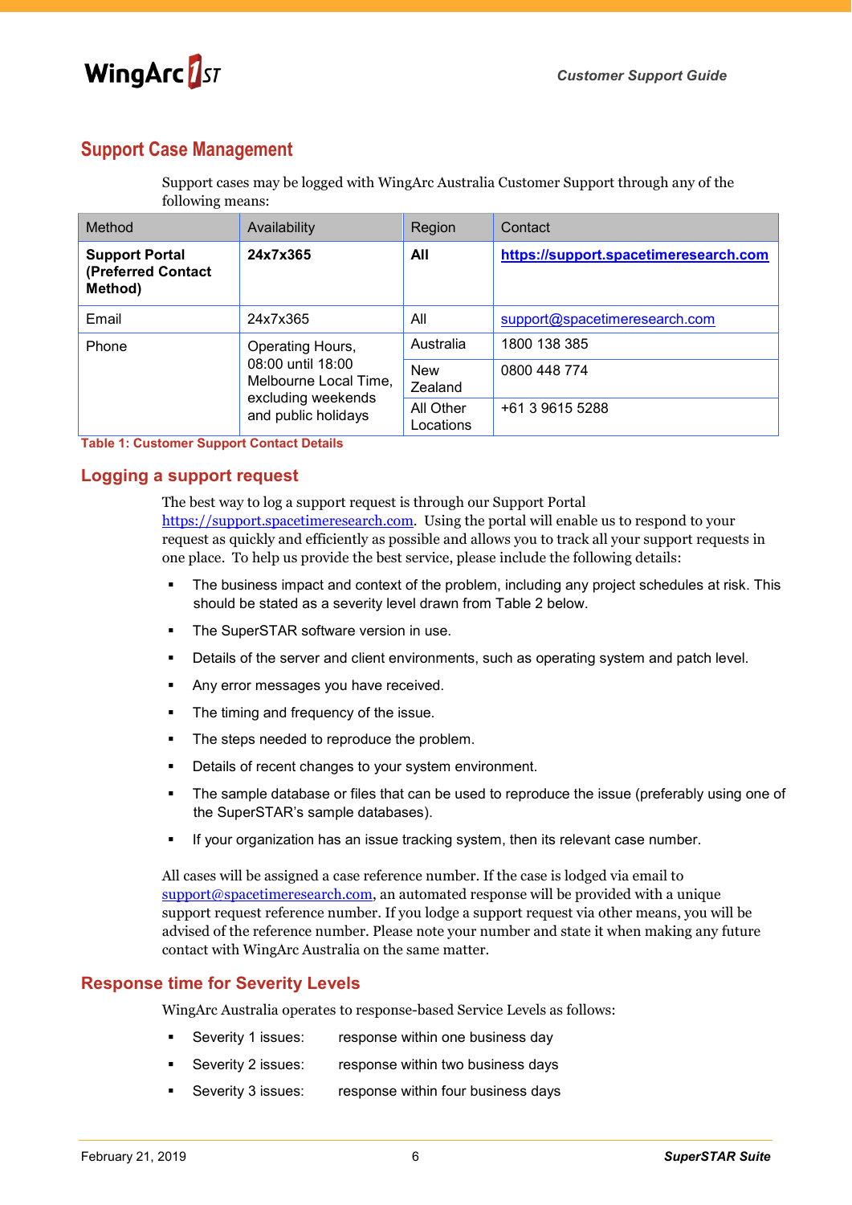## Support Case Management

Support cases may be logged with WingArc Australia Customer Support through any of the following means:

| Method | Availability | Region | Contact |
|---|---|---|---|
| **Support Portal (Preferred Contact Method)** | **24x7x365** | **All** | **https://support.spacetimeresearch.com** |
| Email | 24x7x365 | All | support@spacetimeresearch.com |
| Phone | Operating Hours, 08:00 until 18:00 Melbourne Local Time, excluding weekends and public holidays | Australia | 1800 138 385 |
| | | New Zealand | 0800 448 774 |
| | | All Other Locations | +61 3 9615 5288 |

**Table 1: Customer Support Contact Details**

### Logging a support request

The best way to log a support request is through our Support Portal https://support.spacetimeresearch.com. Using the portal will enable us to respond to your request as quickly and efficiently as possible and allows you to track all your support requests in one place. To help us provide the best service, please include the following details:

- The business impact and context of the problem, including any project schedules at risk. This should be stated as a severity level drawn from Table 2 below.
- The SuperSTAR software version in use.
- Details of the server and client environments, such as operating system and patch level.
- Any error messages you have received.
- The timing and frequency of the issue.
- The steps needed to reproduce the problem.
- Details of recent changes to your system environment.
- The sample database or files that can be used to reproduce the issue (preferably using one of the SuperSTAR's sample databases).
- If your organization has an issue tracking system, then its relevant case number.

All cases will be assigned a case reference number. If the case is lodged via email to support@spacetimeresearch.com, an automated response will be provided with a unique support request reference number. If you lodge a support request via other means, you will be advised of the reference number. Please note your number and state it when making any future contact with WingArc Australia on the same matter.

### Response time for Severity Levels

WingArc Australia operates to response-based Service Levels as follows:

- Severity 1 issues: response within one business day
- Severity 2 issues: response within two business days
- Severity 3 issues: response within four business days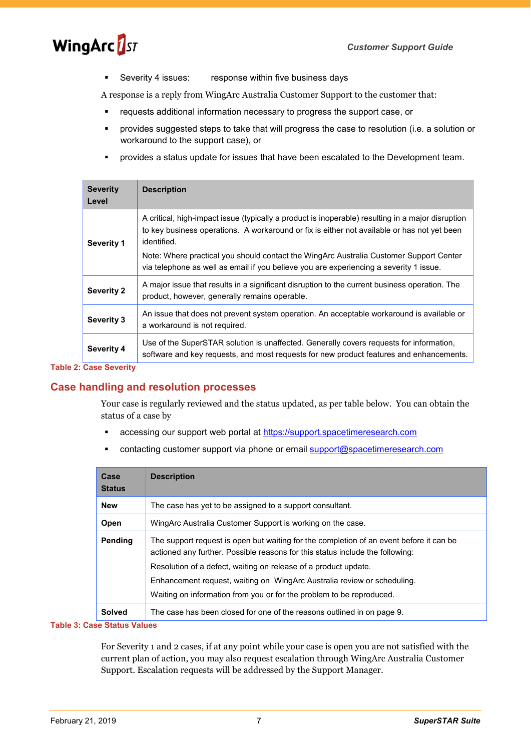- Severity 4 issues: response within five business days

A response is a reply from WingArc Australia Customer Support to the customer that:

- requests additional information necessary to progress the support case, or
- provides suggested steps to take that will progress the case to resolution (i.e. a solution or workaround to the support case), or
- provides a status update for issues that have been escalated to the Development team.

| Severity Level | Description |
|---|---|
| **Severity 1** | A critical, high-impact issue (typically a product is inoperable) resulting in a major disruption to key business operations. A workaround or fix is either not available or has not yet been identified.<br>Note: Where practical you should contact the WingArc Australia Customer Support Center via telephone as well as email if you believe you are experiencing a severity 1 issue. |
| **Severity 2** | A major issue that results in a significant disruption to the current business operation. The product, however, generally remains operable. |
| **Severity 3** | An issue that does not prevent system operation. An acceptable workaround is available or a workaround is not required. |
| **Severity 4** | Use of the SuperSTAR solution is unaffected. Generally covers requests for information, software and key requests, and most requests for new product features and enhancements. |

**Table 2: Case Severity**

## Case handling and resolution processes

Your case is regularly reviewed and the status updated, as per table below. You can obtain the status of a case by

- accessing our support web portal at https://support.spacetimeresearch.com
- contacting customer support via phone or email support@spacetimeresearch.com

| Case Status | Description |
|---|---|
| **New** | The case has yet to be assigned to a support consultant. |
| **Open** | WingArc Australia Customer Support is working on the case. |
| **Pending** | The support request is open but waiting for the completion of an event before it can be actioned any further. Possible reasons for this status include the following:<br>Resolution of a defect, waiting on release of a product update.<br>Enhancement request, waiting on WingArc Australia review or scheduling.<br>Waiting on information from you or for the problem to be reproduced. |
| **Solved** | The case has been closed for one of the reasons outlined in on page 9. |

**Table 3: Case Status Values**

For Severity 1 and 2 cases, if at any point while your case is open you are not satisfied with the current plan of action, you may also request escalation through WingArc Australia Customer Support. Escalation requests will be addressed by the Support Manager.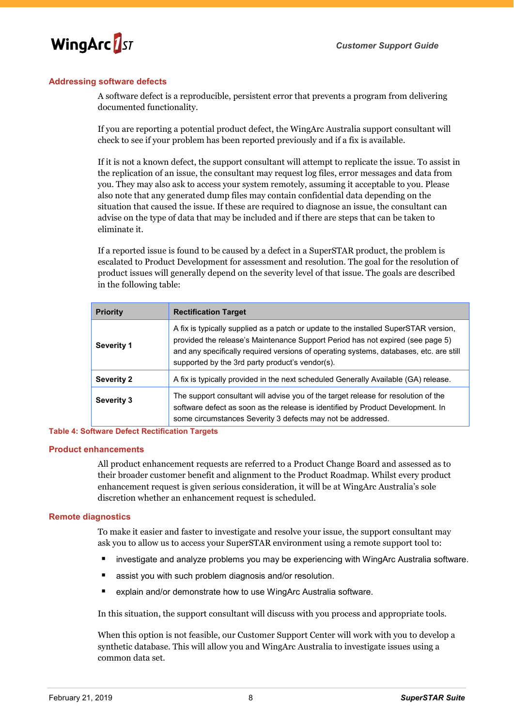## Addressing software defects

A software defect is a reproducible, persistent error that prevents a program from delivering documented functionality.

If you are reporting a potential product defect, the WingArc Australia support consultant will check to see if your problem has been reported previously and if a fix is available.

If it is not a known defect, the support consultant will attempt to replicate the issue. To assist in the replication of an issue, the consultant may request log files, error messages and data from you. They may also ask to access your system remotely, assuming it acceptable to you. Please also note that any generated dump files may contain confidential data depending on the situation that caused the issue. If these are required to diagnose an issue, the consultant can advise on the type of data that may be included and if there are steps that can be taken to eliminate it.

If a reported issue is found to be caused by a defect in a SuperSTAR product, the problem is escalated to Product Development for assessment and resolution. The goal for the resolution of product issues will generally depend on the severity level of that issue. The goals are described in the following table:

| Priority | Rectification Target |
|---|---|
| **Severity 1** | A fix is typically supplied as a patch or update to the installed SuperSTAR version, provided the release's Maintenance Support Period has not expired (see page 5) and any specifically required versions of operating systems, databases, etc. are still supported by the 3rd party product's vendor(s). |
| **Severity 2** | A fix is typically provided in the next scheduled Generally Available (GA) release. |
| **Severity 3** | The support consultant will advise you of the target release for resolution of the software defect as soon as the release is identified by Product Development. In some circumstances Severity 3 defects may not be addressed. |

Table 4: Software Defect Rectification Targets

## Product enhancements

All product enhancement requests are referred to a Product Change Board and assessed as to their broader customer benefit and alignment to the Product Roadmap. Whilst every product enhancement request is given serious consideration, it will be at WingArc Australia's sole discretion whether an enhancement request is scheduled.

## Remote diagnostics

To make it easier and faster to investigate and resolve your issue, the support consultant may ask you to allow us to access your SuperSTAR environment using a remote support tool to:

- investigate and analyze problems you may be experiencing with WingArc Australia software.
- assist you with such problem diagnosis and/or resolution.
- explain and/or demonstrate how to use WingArc Australia software.

In this situation, the support consultant will discuss with you process and appropriate tools.

When this option is not feasible, our Customer Support Center will work with you to develop a synthetic database. This will allow you and WingArc Australia to investigate issues using a common data set.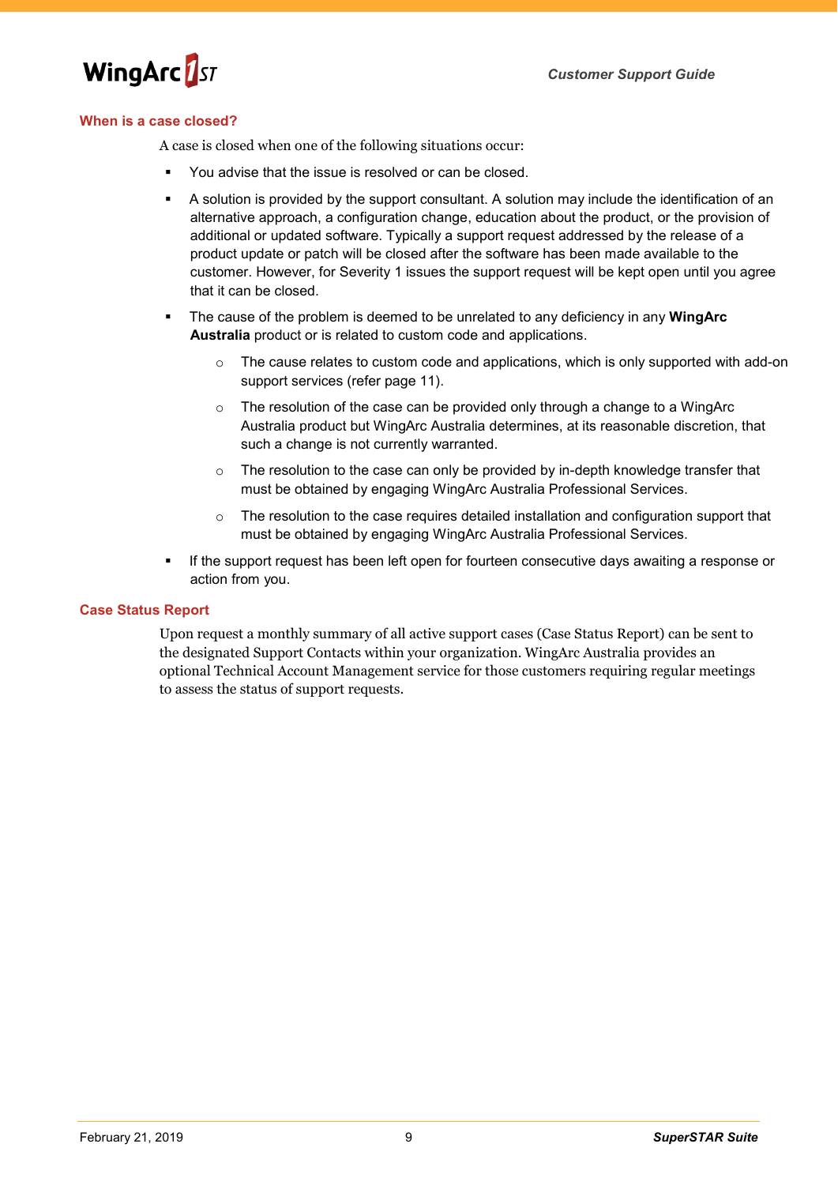## When is a case closed?

A case is closed when one of the following situations occur:

- You advise that the issue is resolved or can be closed.
- A solution is provided by the support consultant. A solution may include the identification of an alternative approach, a configuration change, education about the product, or the provision of additional or updated software. Typically a support request addressed by the release of a product update or patch will be closed after the software has been made available to the customer. However, for Severity 1 issues the support request will be kept open until you agree that it can be closed.
- The cause of the problem is deemed to be unrelated to any deficiency in any **WingArc Australia** product or is related to custom code and applications.
    - The cause relates to custom code and applications, which is only supported with add-on support services (refer page 11).
    - The resolution of the case can be provided only through a change to a WingArc Australia product but WingArc Australia determines, at its reasonable discretion, that such a change is not currently warranted.
    - The resolution to the case can only be provided by in-depth knowledge transfer that must be obtained by engaging WingArc Australia Professional Services.
    - The resolution to the case requires detailed installation and configuration support that must be obtained by engaging WingArc Australia Professional Services.
- If the support request has been left open for fourteen consecutive days awaiting a response or action from you.

## Case Status Report

Upon request a monthly summary of all active support cases (Case Status Report) can be sent to the designated Support Contacts within your organization. WingArc Australia provides an optional Technical Account Management service for those customers requiring regular meetings to assess the status of support requests.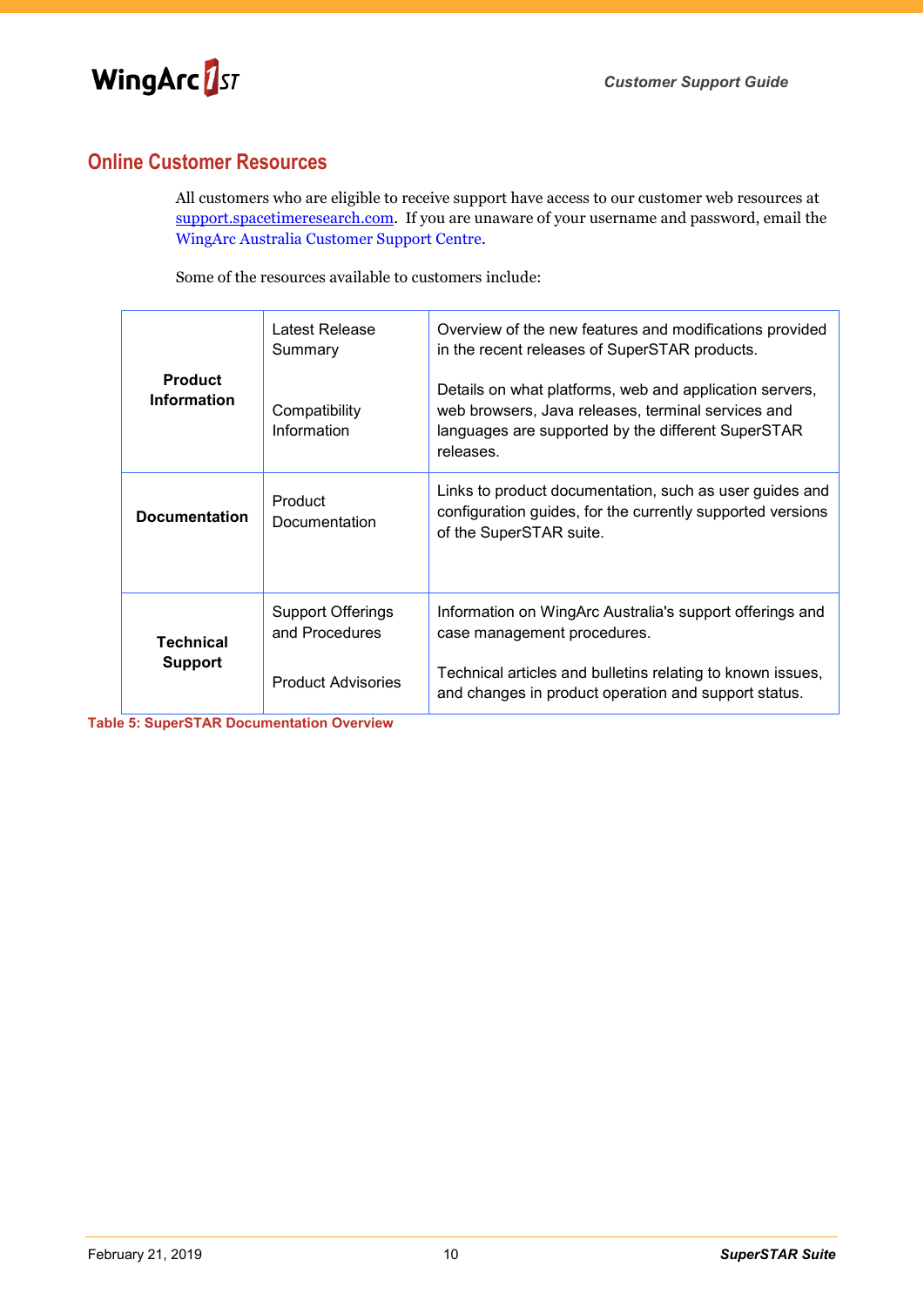## Online Customer Resources

All customers who are eligible to receive support have access to our customer web resources at [support.spacetimeresearch.com](support.spacetimeresearch.com). If you are unaware of your username and password, email the WingArc Australia Customer Support Centre.

Some of the resources available to customers include:

| | | |
|---|---|---|
| **Product Information** | Latest Release Summary | Overview of the new features and modifications provided in the recent releases of SuperSTAR products. |
| | Compatibility Information | Details on what platforms, web and application servers, web browsers, Java releases, terminal services and languages are supported by the different SuperSTAR releases. |
| **Documentation** | Product Documentation | Links to product documentation, such as user guides and configuration guides, for the currently supported versions of the SuperSTAR suite. |
| **Technical Support** | Support Offerings and Procedures | Information on WingArc Australia's support offerings and case management procedures. |
| | Product Advisories | Technical articles and bulletins relating to known issues, and changes in product operation and support status. |

**Table 5: SuperSTAR Documentation Overview**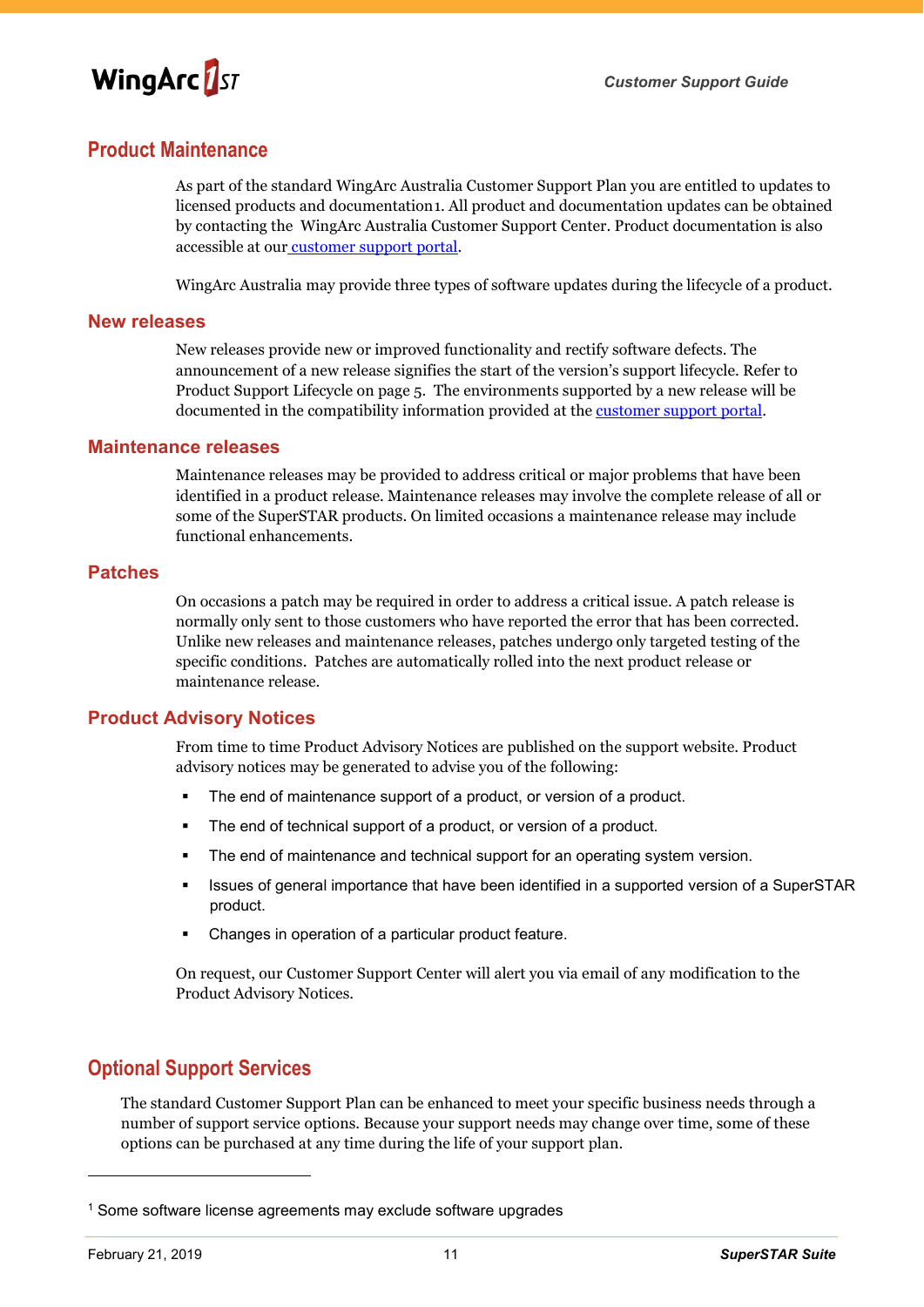## Product Maintenance

As part of the standard WingArc Australia Customer Support Plan you are entitled to updates to licensed products and documentation[1]. All product and documentation updates can be obtained by contacting the WingArc Australia Customer Support Center. Product documentation is also accessible at our customer support portal.

WingArc Australia may provide three types of software updates during the lifecycle of a product.

### New releases

New releases provide new or improved functionality and rectify software defects. The announcement of a new release signifies the start of the version's support lifecycle. Refer to Product Support Lifecycle on page 5. The environments supported by a new release will be documented in the compatibility information provided at the customer support portal.

### Maintenance releases

Maintenance releases may be provided to address critical or major problems that have been identified in a product release. Maintenance releases may involve the complete release of all or some of the SuperSTAR products. On limited occasions a maintenance release may include functional enhancements.

### Patches

On occasions a patch may be required in order to address a critical issue. A patch release is normally only sent to those customers who have reported the error that has been corrected. Unlike new releases and maintenance releases, patches undergo only targeted testing of the specific conditions. Patches are automatically rolled into the next product release or maintenance release.

### Product Advisory Notices

From time to time Product Advisory Notices are published on the support website. Product advisory notices may be generated to advise you of the following:

- The end of maintenance support of a product, or version of a product.
- The end of technical support of a product, or version of a product.
- The end of maintenance and technical support for an operating system version.
- Issues of general importance that have been identified in a supported version of a SuperSTAR product.
- Changes in operation of a particular product feature.

On request, our Customer Support Center will alert you via email of any modification to the Product Advisory Notices.

## Optional Support Services

The standard Customer Support Plan can be enhanced to meet your specific business needs through a number of support service options. Because your support needs may change over time, some of these options can be purchased at any time during the life of your support plan.

---

[1] Some software license agreements may exclude software upgrades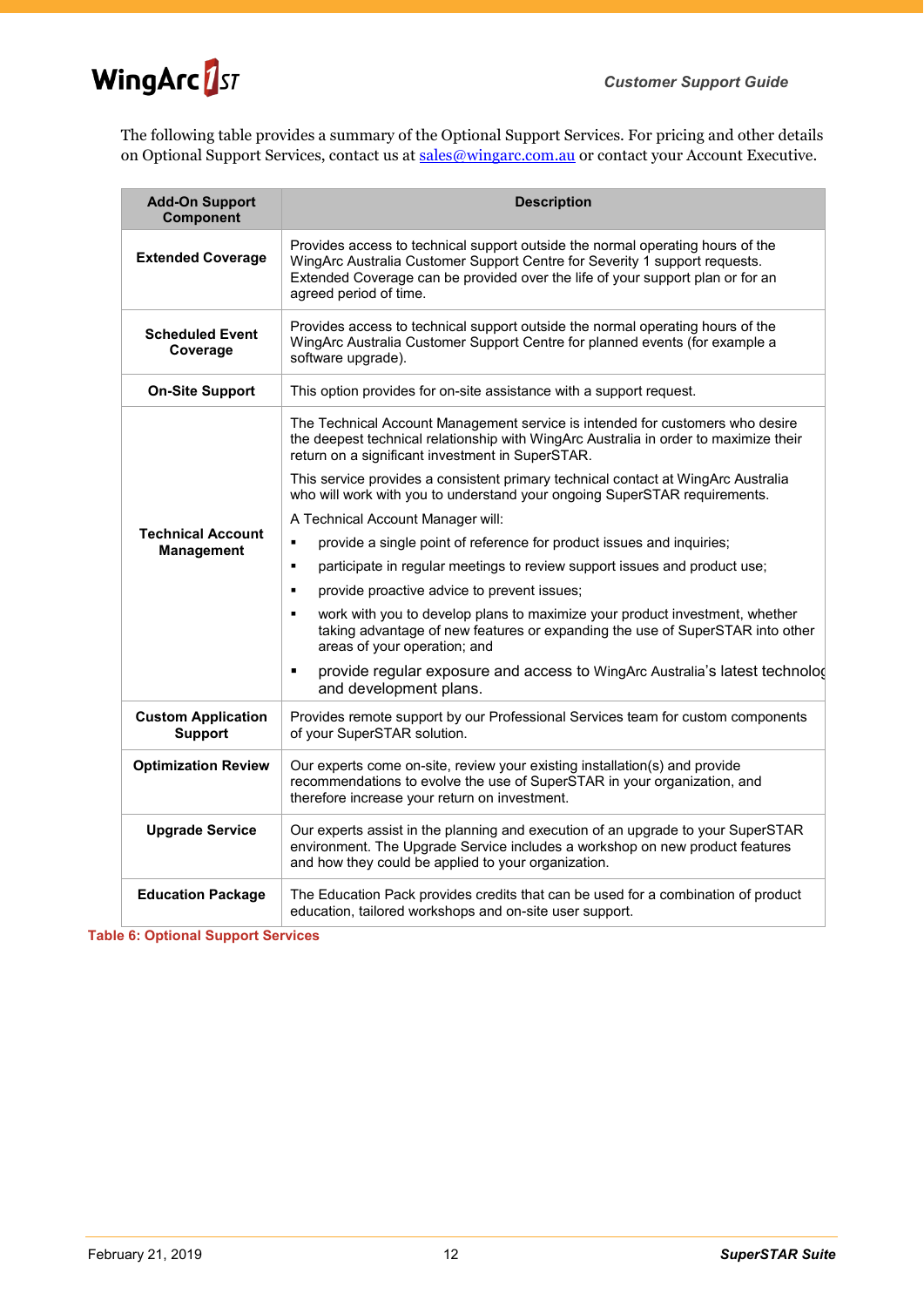The following table provides a summary of the Optional Support Services. For pricing and other details on Optional Support Services, contact us at sales@wingarc.com.au or contact your Account Executive.

| Add-On Support Component | Description |
|---|---|
| **Extended Coverage** | Provides access to technical support outside the normal operating hours of the WingArc Australia Customer Support Centre for Severity 1 support requests. Extended Coverage can be provided over the life of your support plan or for an agreed period of time. |
| **Scheduled Event Coverage** | Provides access to technical support outside the normal operating hours of the WingArc Australia Customer Support Centre for planned events (for example a software upgrade). |
| **On-Site Support** | This option provides for on-site assistance with a support request. |
| **Technical Account Management** | The Technical Account Management service is intended for customers who desire the deepest technical relationship with WingArc Australia in order to maximize their return on a significant investment in SuperSTAR.<br><br>This service provides a consistent primary technical contact at WingArc Australia who will work with you to understand your ongoing SuperSTAR requirements.<br><br>A Technical Account Manager will:<br>▪ provide a single point of reference for product issues and inquiries;<br>▪ participate in regular meetings to review support issues and product use;<br>▪ provide proactive advice to prevent issues;<br>▪ work with you to develop plans to maximize your product investment, whether taking advantage of new features or expanding the use of SuperSTAR into other areas of your operation; and<br>▪ provide regular exposure and access to WingArc Australia's latest technolog and development plans. |
| **Custom Application Support** | Provides remote support by our Professional Services team for custom components of your SuperSTAR solution. |
| **Optimization Review** | Our experts come on-site, review your existing installation(s) and provide recommendations to evolve the use of SuperSTAR in your organization, and therefore increase your return on investment. |
| **Upgrade Service** | Our experts assist in the planning and execution of an upgrade to your SuperSTAR environment. The Upgrade Service includes a workshop on new product features and how they could be applied to your organization. |
| **Education Package** | The Education Pack provides credits that can be used for a combination of product education, tailored workshops and on-site user support. |

**Table 6: Optional Support Services**